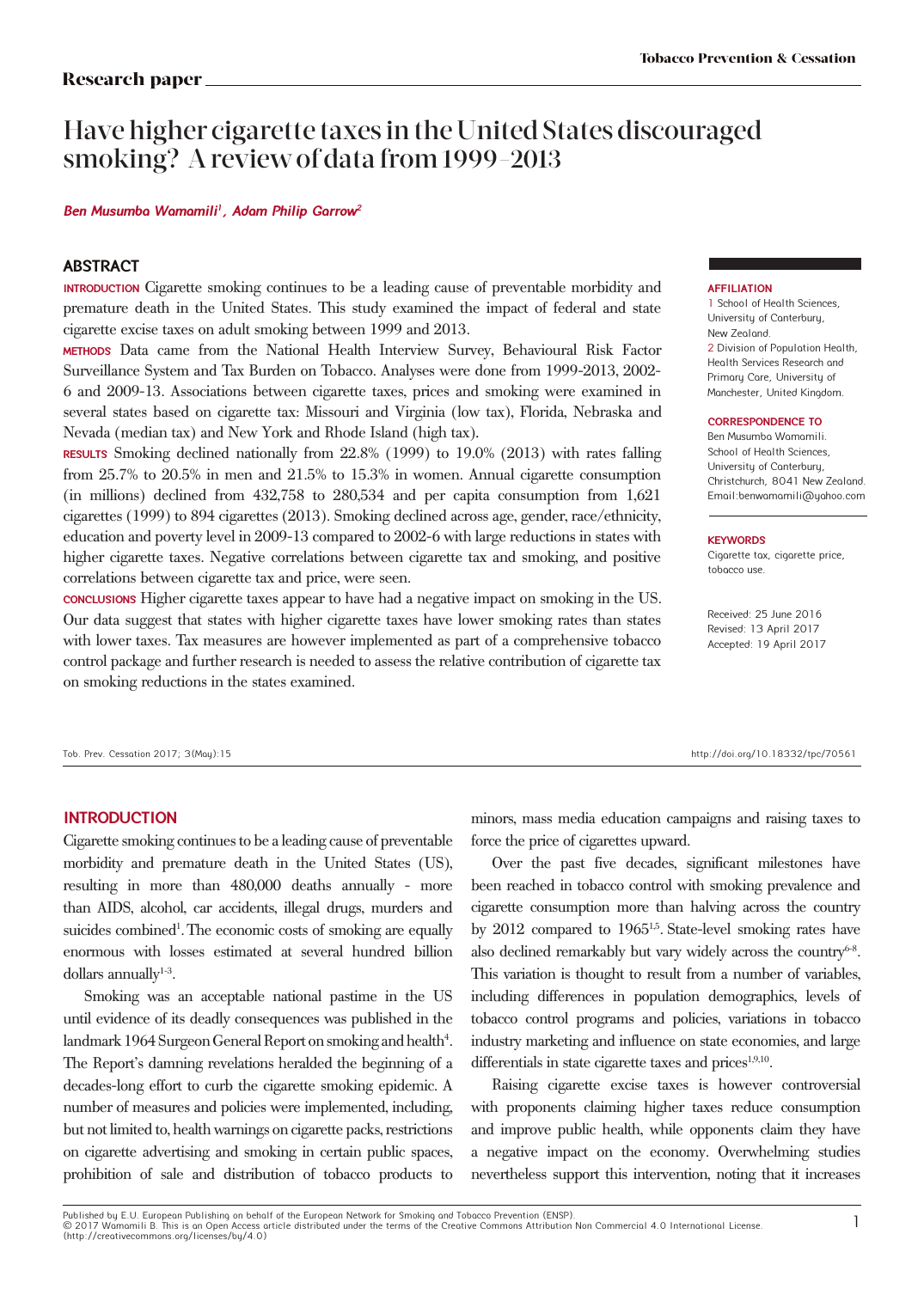Research paper

# Have higher cigarette taxes in the United States discouraged smoking? A review of data from 1999-2013

*Ben Musumba Wamamili[1], Adam Philip Garrow[2]*

## ABSTRACT

**INTRODUCTION** Cigarette smoking continues to be a leading cause of preventable morbidity and premature death in the United States. This study examined the impact of federal and state cigarette excise taxes on adult smoking between 1999 and 2013.

**METHODS** Data came from the National Health Interview Survey, Behavioural Risk Factor Surveillance System and Tax Burden on Tobacco. Analyses were done from 1999-2013, 2002-6 and 2009-13. Associations between cigarette taxes, prices and smoking were examined in several states based on cigarette tax: Missouri and Virginia (low tax), Florida, Nebraska and Nevada (median tax) and New York and Rhode Island (high tax).

**RESULTS** Smoking declined nationally from 22.8% (1999) to 19.0% (2013) with rates falling from 25.7% to 20.5% in men and 21.5% to 15.3% in women. Annual cigarette consumption (in millions) declined from 432,758 to 280,534 and per capita consumption from 1,621 cigarettes (1999) to 894 cigarettes (2013). Smoking declined across age, gender, race/ethnicity, education and poverty level in 2009-13 compared to 2002-6 with large reductions in states with higher cigarette taxes. Negative correlations between cigarette tax and smoking, and positive correlations between cigarette tax and price, were seen.

**CONCLUSIONS** Higher cigarette taxes appear to have had a negative impact on smoking in the US. Our data suggest that states with higher cigarette taxes have lower smoking rates than states with lower taxes. Tax measures are however implemented as part of a comprehensive tobacco control package and further research is needed to assess the relative contribution of cigarette tax on smoking reductions in the states examined.

**AFFILIATION**
1 School of Health Sciences, University of Canterbury, New Zealand.
2 Division of Population Health, Health Services Research and Primary Care, University of Manchester, United Kingdom.

**CORRESPONDENCE TO**
Ben Musumba Wamamili. School of Health Sciences, University of Canterbury, Christchurch, 8041 New Zealand. Email:benwamamili@yahoo.com

**KEYWORDS**
Cigarette tax, cigarette price, tobacco use.

Received: 25 June 2016
Revised: 13 April 2017
Accepted: 19 April 2017

Tob. Prev. Cessation 2017; 3(May):15 http://doi.org/10.18332/tpc/70561

## INTRODUCTION

Cigarette smoking continues to be a leading cause of preventable morbidity and premature death in the United States (US), resulting in more than 480,000 deaths annually - more than AIDS, alcohol, car accidents, illegal drugs, murders and suicides combined[1]. The economic costs of smoking are equally enormous with losses estimated at several hundred billion dollars annually[1-3].

Smoking was an acceptable national pastime in the US until evidence of its deadly consequences was published in the landmark 1964 Surgeon General Report on smoking and health[4]. The Report's damning revelations heralded the beginning of a decades-long effort to curb the cigarette smoking epidemic. A number of measures and policies were implemented, including, but not limited to, health warnings on cigarette packs, restrictions on cigarette advertising and smoking in certain public spaces, prohibition of sale and distribution of tobacco products to minors, mass media education campaigns and raising taxes to force the price of cigarettes upward.

Over the past five decades, significant milestones have been reached in tobacco control with smoking prevalence and cigarette consumption more than halving across the country by 2012 compared to 1965[1,5]. State-level smoking rates have also declined remarkably but vary widely across the country[6-8]. This variation is thought to result from a number of variables, including differences in population demographics, levels of tobacco control programs and policies, variations in tobacco industry marketing and influence on state economies, and large differentials in state cigarette taxes and prices[1,9,10].

Raising cigarette excise taxes is however controversial with proponents claiming higher taxes reduce consumption and improve public health, while opponents claim they have a negative impact on the economy. Overwhelming studies nevertheless support this intervention, noting that it increases

Published by E.U. European Publishing on behalf of the European Network for Smoking and Tobacco Prevention (ENSP).
© 2017 Wamamili B. This is an Open Access article distributed under the terms of the Creative Commons Attribution Non Commercial 4.0 International License. (http://creativecommons.org/licenses/by/4.0)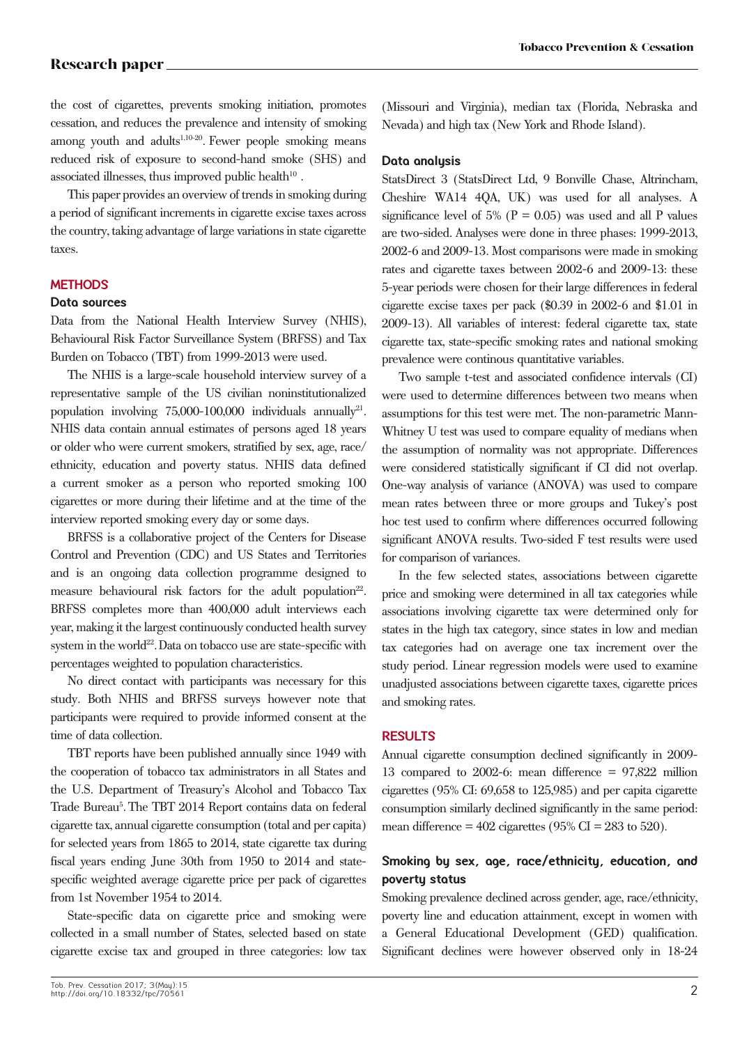the cost of cigarettes, prevents smoking initiation, promotes cessation, and reduces the prevalence and intensity of smoking among youth and adults[1,10-20]. Fewer people smoking means reduced risk of exposure to second-hand smoke (SHS) and associated illnesses, thus improved public health[10] .

This paper provides an overview of trends in smoking during a period of significant increments in cigarette excise taxes across the country, taking advantage of large variations in state cigarette taxes.

## METHODS

### Data sources

Data from the National Health Interview Survey (NHIS), Behavioural Risk Factor Surveillance System (BRFSS) and Tax Burden on Tobacco (TBT) from 1999-2013 were used.

The NHIS is a large-scale household interview survey of a representative sample of the US civilian noninstitutionalized population involving 75,000-100,000 individuals annually[21]. NHIS data contain annual estimates of persons aged 18 years or older who were current smokers, stratified by sex, age, race/ethnicity, education and poverty status. NHIS data defined a current smoker as a person who reported smoking 100 cigarettes or more during their lifetime and at the time of the interview reported smoking every day or some days.

BRFSS is a collaborative project of the Centers for Disease Control and Prevention (CDC) and US States and Territories and is an ongoing data collection programme designed to measure behavioural risk factors for the adult population[22]. BRFSS completes more than 400,000 adult interviews each year, making it the largest continuously conducted health survey system in the world[22]. Data on tobacco use are state-specific with percentages weighted to population characteristics.

No direct contact with participants was necessary for this study. Both NHIS and BRFSS surveys however note that participants were required to provide informed consent at the time of data collection.

TBT reports have been published annually since 1949 with the cooperation of tobacco tax administrators in all States and the U.S. Department of Treasury's Alcohol and Tobacco Tax Trade Bureau[5]. The TBT 2014 Report contains data on federal cigarette tax, annual cigarette consumption (total and per capita) for selected years from 1865 to 2014, state cigarette tax during fiscal years ending June 30th from 1950 to 2014 and state-specific weighted average cigarette price per pack of cigarettes from 1st November 1954 to 2014.

State-specific data on cigarette price and smoking were collected in a small number of States, selected based on state cigarette excise tax and grouped in three categories: low tax (Missouri and Virginia), median tax (Florida, Nebraska and Nevada) and high tax (New York and Rhode Island).

### Data analysis

StatsDirect 3 (StatsDirect Ltd, 9 Bonville Chase, Altrincham, Cheshire WA14 4QA, UK) was used for all analyses. A significance level of 5% ($P = 0.05$) was used and all P values are two-sided. Analyses were done in three phases: 1999-2013, 2002-6 and 2009-13. Most comparisons were made in smoking rates and cigarette taxes between 2002-6 and 2009-13: these 5-year periods were chosen for their large differences in federal cigarette excise taxes per pack ($0.39 in 2002-6 and $1.01 in 2009-13). All variables of interest: federal cigarette tax, state cigarette tax, state-specific smoking rates and national smoking prevalence were continous quantitative variables.

Two sample t-test and associated confidence intervals (CI) were used to determine differences between two means when assumptions for this test were met. The non-parametric Mann-Whitney U test was used to compare equality of medians when the assumption of normality was not appropriate. Differences were considered statistically significant if CI did not overlap. One-way analysis of variance (ANOVA) was used to compare mean rates between three or more groups and Tukey's post hoc test used to confirm where differences occurred following significant ANOVA results. Two-sided F test results were used for comparison of variances.

In the few selected states, associations between cigarette price and smoking were determined in all tax categories while associations involving cigarette tax were determined only for states in the high tax category, since states in low and median tax categories had on average one tax increment over the study period. Linear regression models were used to examine unadjusted associations between cigarette taxes, cigarette prices and smoking rates.

## RESULTS

Annual cigarette consumption declined significantly in 2009-13 compared to 2002-6: mean difference = 97,822 million cigarettes (95% CI: 69,658 to 125,985) and per capita cigarette consumption similarly declined significantly in the same period: mean difference = 402 cigarettes (95% CI = 283 to 520).

### Smoking by sex, age, race/ethnicity, education, and poverty status

Smoking prevalence declined across gender, age, race/ethnicity, poverty line and education attainment, except in women with a General Educational Development (GED) qualification. Significant declines were however observed only in 18-24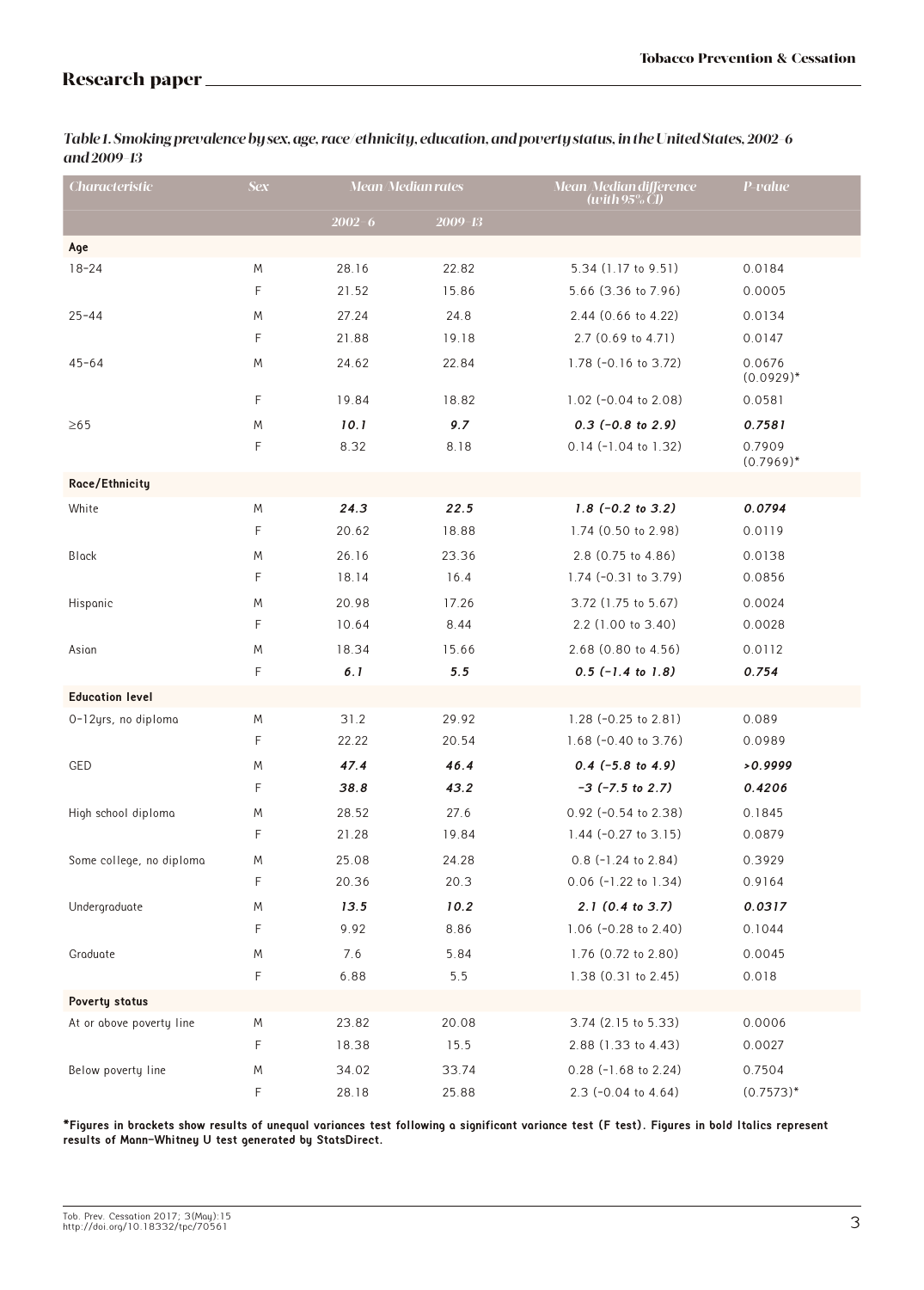*Table 1. Smoking prevalence by sex, age, race/ethnicity, education, and poverty status, in the United States, 2002–6 and 2009–13*

| Characteristic | Sex | Mean/Median rates | | Mean/Median difference (with 95% CI) | P-value |
|---|---|---|---|---|---|
| | | 2002–6 | 2009–13 | | |
| **Age** | | | | | |
| 18–24 | M | 28.16 | 22.82 | 5.34 (1.17 to 9.51) | 0.0184 |
| | F | 21.52 | 15.86 | 5.66 (3.36 to 7.96) | 0.0005 |
| 25–44 | M | 27.24 | 24.8 | 2.44 (0.66 to 4.22) | 0.0134 |
| | F | 21.88 | 19.18 | 2.7 (0.69 to 4.71) | 0.0147 |
| 45–64 | M | 24.62 | 22.84 | 1.78 (−0.16 to 3.72) | 0.0676 (0.0929)* |
| | F | 19.84 | 18.82 | 1.02 (−0.04 to 2.08) | 0.0581 |
| ≥65 | M | ***10.1*** | ***9.7*** | ***0.3 (−0.8 to 2.9)*** | ***0.7581*** |
| | F | 8.32 | 8.18 | 0.14 (−1.04 to 1.32) | 0.7909 (0.7969)* |
| **Race/Ethnicity** | | | | | |
| White | M | ***24.3*** | ***22.5*** | ***1.8 (−0.2 to 3.2)*** | ***0.0794*** |
| | F | 20.62 | 18.88 | 1.74 (0.50 to 2.98) | 0.0119 |
| Black | M | 26.16 | 23.36 | 2.8 (0.75 to 4.86) | 0.0138 |
| | F | 18.14 | 16.4 | 1.74 (−0.31 to 3.79) | 0.0856 |
| Hispanic | M | 20.98 | 17.26 | 3.72 (1.75 to 5.67) | 0.0024 |
| | F | 10.64 | 8.44 | 2.2 (1.00 to 3.40) | 0.0028 |
| Asian | M | 18.34 | 15.66 | 2.68 (0.80 to 4.56) | 0.0112 |
| | F | ***6.1*** | ***5.5*** | ***0.5 (−1.4 to 1.8)*** | ***0.754*** |
| **Education level** | | | | | |
| 0–12yrs, no diploma | M | 31.2 | 29.92 | 1.28 (−0.25 to 2.81) | 0.089 |
| | F | 22.22 | 20.54 | 1.68 (−0.40 to 3.76) | 0.0989 |
| GED | M | ***47.4*** | ***46.4*** | ***0.4 (−5.8 to 4.9)*** | ***>0.9999*** |
| | F | ***38.8*** | ***43.2*** | ***−3 (−7.5 to 2.7)*** | ***0.4206*** |
| High school diploma | M | 28.52 | 27.6 | 0.92 (−0.54 to 2.38) | 0.1845 |
| | F | 21.28 | 19.84 | 1.44 (−0.27 to 3.15) | 0.0879 |
| Some college, no diploma | M | 25.08 | 24.28 | 0.8 (−1.24 to 2.84) | 0.3929 |
| | F | 20.36 | 20.3 | 0.06 (−1.22 to 1.34) | 0.9164 |
| Undergraduate | M | ***13.5*** | ***10.2*** | ***2.1 (0.4 to 3.7)*** | ***0.0317*** |
| | F | 9.92 | 8.86 | 1.06 (−0.28 to 2.40) | 0.1044 |
| Graduate | M | 7.6 | 5.84 | 1.76 (0.72 to 2.80) | 0.0045 |
| | F | 6.88 | 5.5 | 1.38 (0.31 to 2.45) | 0.018 |
| **Poverty status** | | | | | |
| At or above poverty line | M | 23.82 | 20.08 | 3.74 (2.15 to 5.33) | 0.0006 |
| | F | 18.38 | 15.5 | 2.88 (1.33 to 4.43) | 0.0027 |
| Below poverty line | M | 34.02 | 33.74 | 0.28 (−1.68 to 2.24) | 0.7504 |
| | F | 28.18 | 25.88 | 2.3 (−0.04 to 4.64) | (0.7573)* |

**\*Figures in brackets show results of unequal variances test following a significant variance test (F test). Figures in bold Italics represent results of Mann-Whitney U test generated by StatsDirect.**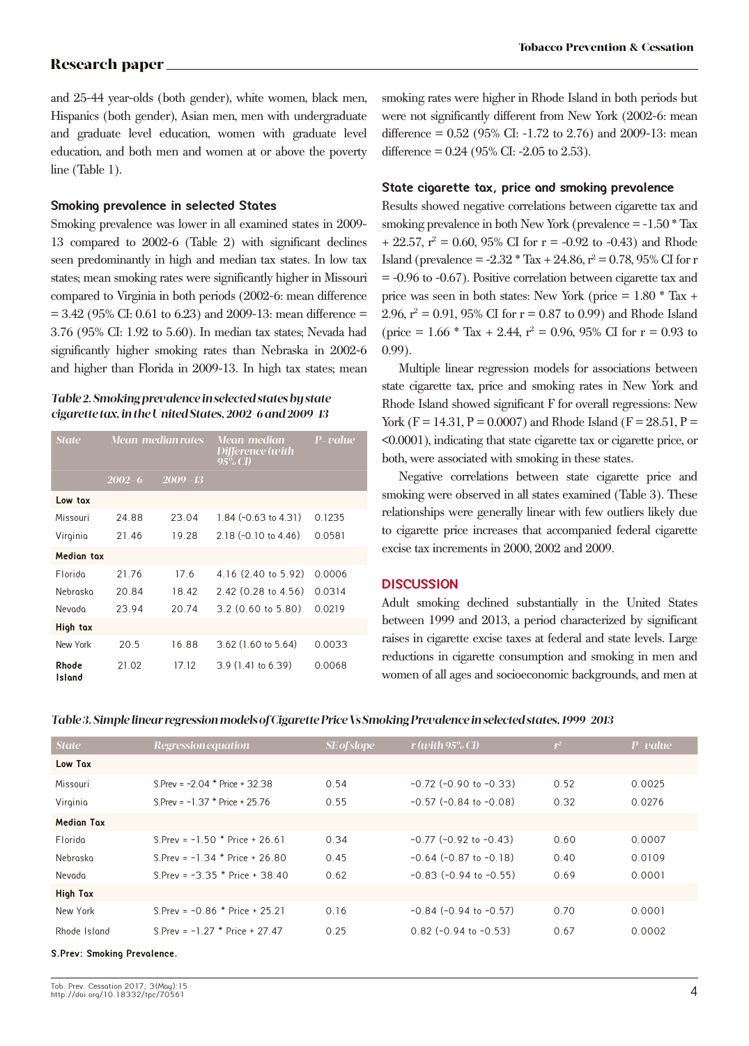and 25-44 year-olds (both gender), white women, black men, Hispanics (both gender), Asian men, men with undergraduate and graduate level education, women with graduate level education, and both men and women at or above the poverty line (Table 1).

### Smoking prevalence in selected States

Smoking prevalence was lower in all examined states in 2009-13 compared to 2002-6 (Table 2) with significant declines seen predominantly in high and median tax states. In low tax states; mean smoking rates were significantly higher in Missouri compared to Virginia in both periods (2002-6: mean difference = 3.42 (95% CI: 0.61 to 6.23) and 2009-13: mean difference = 3.76 (95% CI: 1.92 to 5.60). In median tax states; Nevada had significantly higher smoking rates than Nebraska in 2002-6 and higher than Florida in 2009-13. In high tax states; mean smoking rates were higher in Rhode Island in both periods but were not significantly different from New York (2002-6: mean difference = 0.52 (95% CI: -1.72 to 2.76) and 2009-13: mean difference = 0.24 (95% CI: -2.05 to 2.53).

*Table 2. Smoking prevalence in selected states by state cigarette tax, in the United States, 2002-6 and 2009-13*

| State | Mean median rates | | Mean median Difference (with 95% CI) | P-value |
|---|---|---|---|---|
| | 2002-6 | 2009-13 | | |
| **Low tax** | | | | |
| Missouri | 24.88 | 23.04 | 1.84 (-0.63 to 4.31) | 0.1235 |
| Virginia | 21.46 | 19.28 | 2.18 (-0.10 to 4.46) | 0.0581 |
| **Median tax** | | | | |
| Florida | 21.76 | 17.6 | 4.16 (2.40 to 5.92) | 0.0006 |
| Nebraska | 20.84 | 18.42 | 2.42 (0.28 to 4.56) | 0.0314 |
| Nevada | 23.94 | 20.74 | 3.2 (0.60 to 5.80) | 0.0219 |
| **High tax** | | | | |
| New York | 20.5 | 16.88 | 3.62 (1.60 to 5.64) | 0.0033 |
| **Rhode Island** | 21.02 | 17.12 | 3.9 (1.41 to 6.39) | 0.0068 |

### State cigarette tax, price and smoking prevalence

Results showed negative correlations between cigarette tax and smoking prevalence in both New York (prevalence = -1.50 * Tax + 22.57, $r^2$ = 0.60, 95% CI for r = -0.92 to -0.43) and Rhode Island (prevalence = -2.32 * Tax + 24.86, $r^2$ = 0.78, 95% CI for r = -0.96 to -0.67). Positive correlation between cigarette tax and price was seen in both states: New York (price = 1.80 * Tax + 2.96, $r^2$ = 0.91, 95% CI for r = 0.87 to 0.99) and Rhode Island (price = 1.66 * Tax + 2.44, $r^2$ = 0.96, 95% CI for r = 0.93 to 0.99).

Multiple linear regression models for associations between state cigarette tax, price and smoking rates in New York and Rhode Island showed significant F for overall regressions: New York (F = 14.31, P = 0.0007) and Rhode Island (F = 28.51, P = <0.0001), indicating that state cigarette tax or cigarette price, or both, were associated with smoking in these states.

Negative correlations between state cigarette price and smoking were observed in all states examined (Table 3). These relationships were generally linear with few outliers likely due to cigarette price increases that accompanied federal cigarette excise tax increments in 2000, 2002 and 2009.

## DISCUSSION

Adult smoking declined substantially in the United States between 1999 and 2013, a period characterized by significant raises in cigarette excise taxes at federal and state levels. Large reductions in cigarette consumption and smoking in men and women of all ages and socioeconomic backgrounds, and men at

*Table 3. Simple linear regression models of Cigarette Price Vs Smoking Prevalence in selected states, 1999-2013*

| State | Regression equation | SE of slope | r (with 95% CI) | $r^2$ | P-value |
|---|---|---|---|---|---|
| **Low Tax** | | | | | |
| Missouri | S.Prev = -2.04 * Price + 32.38 | 0.54 | -0.72 (-0.90 to -0.33) | 0.52 | 0.0025 |
| Virginia | S.Prev = -1.37 * Price + 25.76 | 0.55 | -0.57 (-0.84 to -0.08) | 0.32 | 0.0276 |
| **Median Tax** | | | | | |
| Florida | S.Prev = -1.50 * Price + 26.61 | 0.34 | -0.77 (-0.92 to -0.43) | 0.60 | 0.0007 |
| Nebraska | S.Prev = -1.34 * Price + 26.80 | 0.45 | -0.64 (-0.87 to -0.18) | 0.40 | 0.0109 |
| Nevada | S.Prev = -3.35 * Price + 38.40 | 0.62 | -0.83 (-0.94 to -0.55) | 0.69 | 0.0001 |
| **High Tax** | | | | | |
| New York | S.Prev = -0.86 * Price + 25.21 | 0.16 | -0.84 (-0.94 to -0.57) | 0.70 | 0.0001 |
| Rhode Island | S.Prev = -1.27 * Price + 27.47 | 0.25 | 0.82 (-0.94 to -0.53) | 0.67 | 0.0002 |

**S.Prev: Smoking Prevalence.**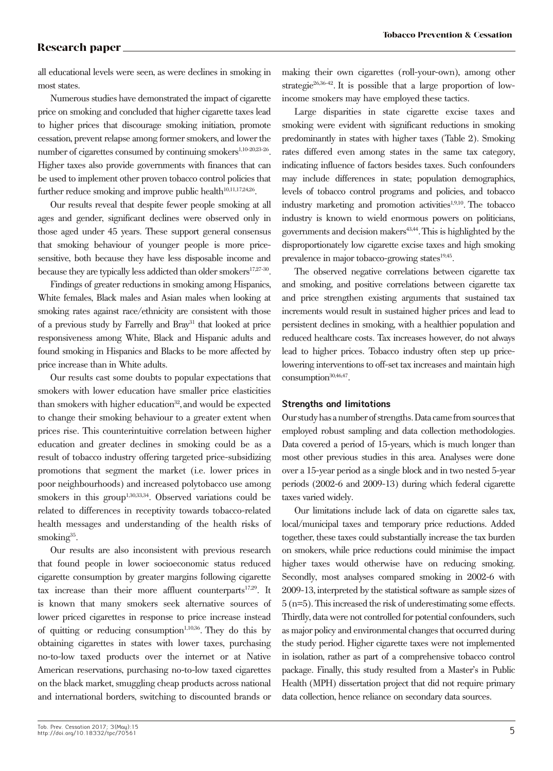all educational levels were seen, as were declines in smoking in most states.

Numerous studies have demonstrated the impact of cigarette price on smoking and concluded that higher cigarette taxes lead to higher prices that discourage smoking initiation, promote cessation, prevent relapse among former smokers, and lower the number of cigarettes consumed by continuing smokers[1,10-20,23-26]. Higher taxes also provide governments with finances that can be used to implement other proven tobacco control policies that further reduce smoking and improve public health[10,11,17,24,26].

Our results reveal that despite fewer people smoking at all ages and gender, significant declines were observed only in those aged under 45 years. These support general consensus that smoking behaviour of younger people is more price-sensitive, both because they have less disposable income and because they are typically less addicted than older smokers[17,27-30].

Findings of greater reductions in smoking among Hispanics, White females, Black males and Asian males when looking at smoking rates against race/ethnicity are consistent with those of a previous study by Farrelly and Bray[31] that looked at price responsiveness among White, Black and Hispanic adults and found smoking in Hispanics and Blacks to be more affected by price increase than in White adults.

Our results cast some doubts to popular expectations that smokers with lower education have smaller price elasticities than smokers with higher education[32], and would be expected to change their smoking behaviour to a greater extent when prices rise. This counterintuitive correlation between higher education and greater declines in smoking could be as a result of tobacco industry offering targeted price-subsidizing promotions that segment the market (i.e. lower prices in poor neighbourhoods) and increased polytobacco use among smokers in this group[1,30,33,34]. Observed variations could be related to differences in receptivity towards tobacco-related health messages and understanding of the health risks of smoking[35].

Our results are also inconsistent with previous research that found people in lower socioeconomic status reduced cigarette consumption by greater margins following cigarette tax increase than their more affluent counterparts[17,29]. It is known that many smokers seek alternative sources of lower priced cigarettes in response to price increase instead of quitting or reducing consumption[1,10,36]. They do this by obtaining cigarettes in states with lower taxes, purchasing no-to-low taxed products over the internet or at Native American reservations, purchasing no-to-low taxed cigarettes on the black market, smuggling cheap products across national and international borders, switching to discounted brands or making their own cigarettes (roll-your-own), among other strategie[26,36-42]. It is possible that a large proportion of low-income smokers may have employed these tactics.

Large disparities in state cigarette excise taxes and smoking were evident with significant reductions in smoking predominantly in states with higher taxes (Table 2). Smoking rates differed even among states in the same tax category, indicating influence of factors besides taxes. Such confounders may include differences in state; population demographics, levels of tobacco control programs and policies, and tobacco industry marketing and promotion activities[1,9,10]. The tobacco industry is known to wield enormous powers on politicians, governments and decision makers[43,44]. This is highlighted by the disproportionately low cigarette excise taxes and high smoking prevalence in major tobacco-growing states[19,45].

The observed negative correlations between cigarette tax and smoking, and positive correlations between cigarette tax and price strengthen existing arguments that sustained tax increments would result in sustained higher prices and lead to persistent declines in smoking, with a healthier population and reduced healthcare costs. Tax increases however, do not always lead to higher prices. Tobacco industry often step up price-lowering interventions to off-set tax increases and maintain high consumption[30,46,47].

### Strengths and limitations

Our study has a number of strengths. Data came from sources that employed robust sampling and data collection methodologies. Data covered a period of 15-years, which is much longer than most other previous studies in this area. Analyses were done over a 15-year period as a single block and in two nested 5-year periods (2002-6 and 2009-13) during which federal cigarette taxes varied widely.

Our limitations include lack of data on cigarette sales tax, local/municipal taxes and temporary price reductions. Added together, these taxes could substantially increase the tax burden on smokers, while price reductions could minimise the impact higher taxes would otherwise have on reducing smoking. Secondly, most analyses compared smoking in 2002-6 with 2009-13, interpreted by the statistical software as sample sizes of 5 (n=5). This increased the risk of underestimating some effects. Thirdly, data were not controlled for potential confounders, such as major policy and environmental changes that occurred during the study period. Higher cigarette taxes were not implemented in isolation, rather as part of a comprehensive tobacco control package. Finally, this study resulted from a Master's in Public Health (MPH) dissertation project that did not require primary data collection, hence reliance on secondary data sources.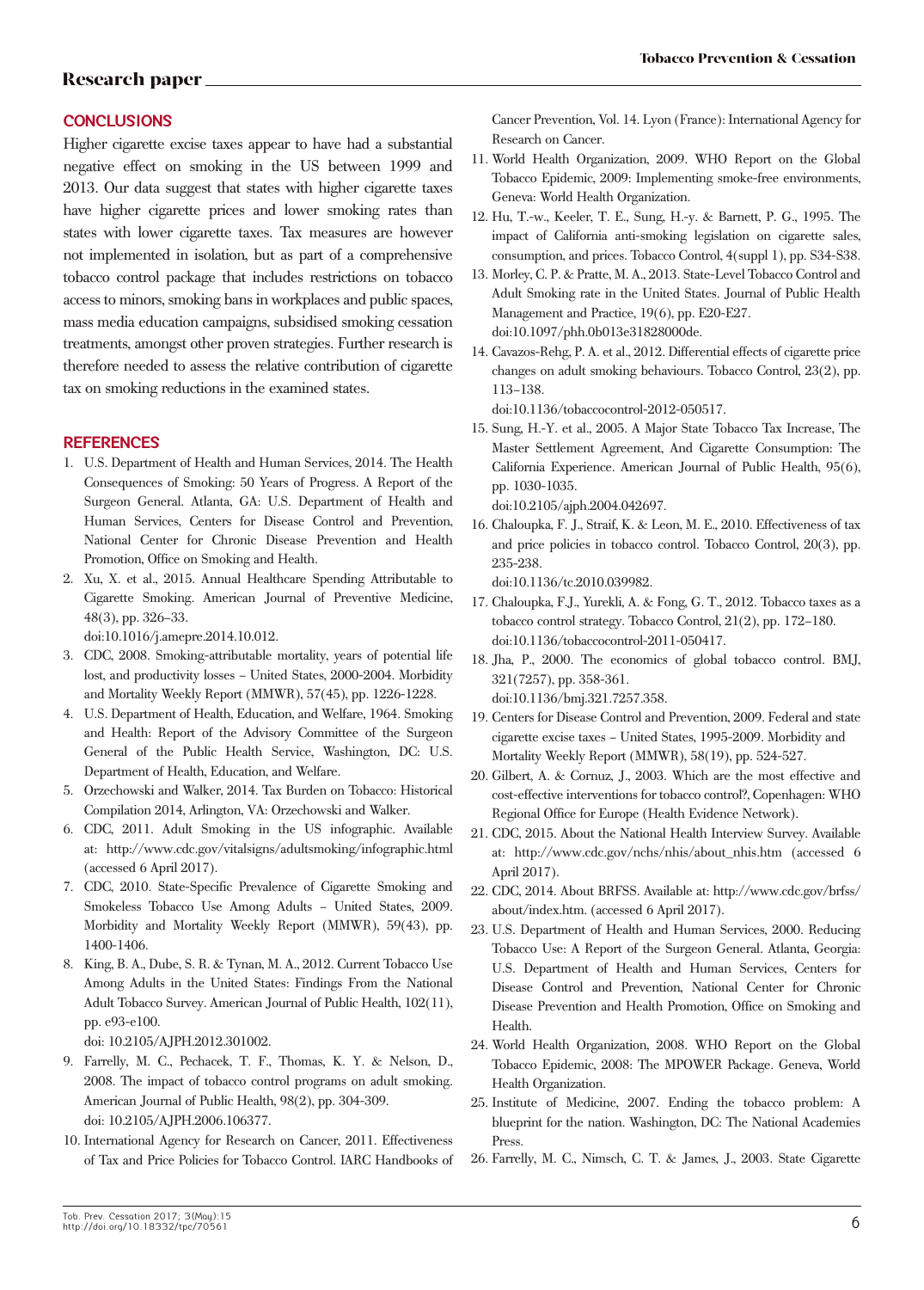## CONCLUSIONS

Higher cigarette excise taxes appear to have had a substantial negative effect on smoking in the US between 1999 and 2013. Our data suggest that states with higher cigarette taxes have higher cigarette prices and lower smoking rates than states with lower cigarette taxes. Tax measures are however not implemented in isolation, but as part of a comprehensive tobacco control package that includes restrictions on tobacco access to minors, smoking bans in workplaces and public spaces, mass media education campaigns, subsidised smoking cessation treatments, amongst other proven strategies. Further research is therefore needed to assess the relative contribution of cigarette tax on smoking reductions in the examined states.

## REFERENCES

1. U.S. Department of Health and Human Services, 2014. The Health Consequences of Smoking: 50 Years of Progress. A Report of the Surgeon General. Atlanta, GA: U.S. Department of Health and Human Services, Centers for Disease Control and Prevention, National Center for Chronic Disease Prevention and Health Promotion, Office on Smoking and Health.
2. Xu, X. et al., 2015. Annual Healthcare Spending Attributable to Cigarette Smoking. American Journal of Preventive Medicine, 48(3), pp. 326–33. doi:10.1016/j.amepre.2014.10.012.
3. CDC, 2008. Smoking-attributable mortality, years of potential life lost, and productivity losses – United States, 2000-2004. Morbidity and Mortality Weekly Report (MMWR), 57(45), pp. 1226-1228.
4. U.S. Department of Health, Education, and Welfare, 1964. Smoking and Health: Report of the Advisory Committee of the Surgeon General of the Public Health Service, Washington, DC: U.S. Department of Health, Education, and Welfare.
5. Orzechowski and Walker, 2014. Tax Burden on Tobacco: Historical Compilation 2014, Arlington, VA: Orzechowski and Walker.
6. CDC, 2011. Adult Smoking in the US infographic. Available at: http://www.cdc.gov/vitalsigns/adultsmoking/infographic.html (accessed 6 April 2017).
7. CDC, 2010. State-Specific Prevalence of Cigarette Smoking and Smokeless Tobacco Use Among Adults – United States, 2009. Morbidity and Mortality Weekly Report (MMWR), 59(43), pp. 1400-1406.
8. King, B. A., Dube, S. R. & Tynan, M. A., 2012. Current Tobacco Use Among Adults in the United States: Findings From the National Adult Tobacco Survey. American Journal of Public Health, 102(11), pp. e93-e100. doi: 10.2105/AJPH.2012.301002.
9. Farrelly, M. C., Pechacek, T. F., Thomas, K. Y. & Nelson, D., 2008. The impact of tobacco control programs on adult smoking. American Journal of Public Health, 98(2), pp. 304-309. doi: 10.2105/AJPH.2006.106377.
10. International Agency for Research on Cancer, 2011. Effectiveness of Tax and Price Policies for Tobacco Control. IARC Handbooks of Cancer Prevention, Vol. 14. Lyon (France): International Agency for Research on Cancer.
11. World Health Organization, 2009. WHO Report on the Global Tobacco Epidemic, 2009: Implementing smoke-free environments, Geneva: World Health Organization.
12. Hu, T.-w., Keeler, T. E., Sung, H.-y. & Barnett, P. G., 1995. The impact of California anti-smoking legislation on cigarette sales, consumption, and prices. Tobacco Control, 4(suppl 1), pp. S34-S38.
13. Morley, C. P. & Pratte, M. A., 2013. State-Level Tobacco Control and Adult Smoking rate in the United States. Journal of Public Health Management and Practice, 19(6), pp. E20-E27. doi:10.1097/phh.0b013e31828000de.
14. Cavazos-Rehg, P. A. et al., 2012. Differential effects of cigarette price changes on adult smoking behaviours. Tobacco Control, 23(2), pp. 113–138. doi:10.1136/tobaccocontrol-2012-050517.
15. Sung, H.-Y. et al., 2005. A Major State Tobacco Tax Increase, The Master Settlement Agreement, And Cigarette Consumption: The California Experience. American Journal of Public Health, 95(6), pp. 1030-1035. doi:10.2105/ajph.2004.042697.
16. Chaloupka, F. J., Straif, K. & Leon, M. E., 2010. Effectiveness of tax and price policies in tobacco control. Tobacco Control, 20(3), pp. 235-238. doi:10.1136/tc.2010.039982.
17. Chaloupka, F.J., Yurekli, A. & Fong, G. T., 2012. Tobacco taxes as a tobacco control strategy. Tobacco Control, 21(2), pp. 172–180. doi:10.1136/tobaccocontrol-2011-050417.
18. Jha, P., 2000. The economics of global tobacco control. BMJ, 321(7257), pp. 358-361. doi:10.1136/bmj.321.7257.358.
19. Centers for Disease Control and Prevention, 2009. Federal and state cigarette excise taxes – United States, 1995-2009. Morbidity and Mortality Weekly Report (MMWR), 58(19), pp. 524-527.
20. Gilbert, A. & Cornuz, J., 2003. Which are the most effective and cost-effective interventions for tobacco control?, Copenhagen: WHO Regional Office for Europe (Health Evidence Network).
21. CDC, 2015. About the National Health Interview Survey. Available at: http://www.cdc.gov/nchs/nhis/about_nhis.htm (accessed 6 April 2017).
22. CDC, 2014. About BRFSS. Available at: http://www.cdc.gov/brfss/about/index.htm. (accessed 6 April 2017).
23. U.S. Department of Health and Human Services, 2000. Reducing Tobacco Use: A Report of the Surgeon General. Atlanta, Georgia: U.S. Department of Health and Human Services, Centers for Disease Control and Prevention, National Center for Chronic Disease Prevention and Health Promotion, Office on Smoking and Health.
24. World Health Organization, 2008. WHO Report on the Global Tobacco Epidemic, 2008: The MPOWER Package. Geneva, World Health Organization.
25. Institute of Medicine, 2007. Ending the tobacco problem: A blueprint for the nation. Washington, DC: The National Academies Press.
26. Farrelly, M. C., Nimsch, C. T. & James, J., 2003. State Cigarette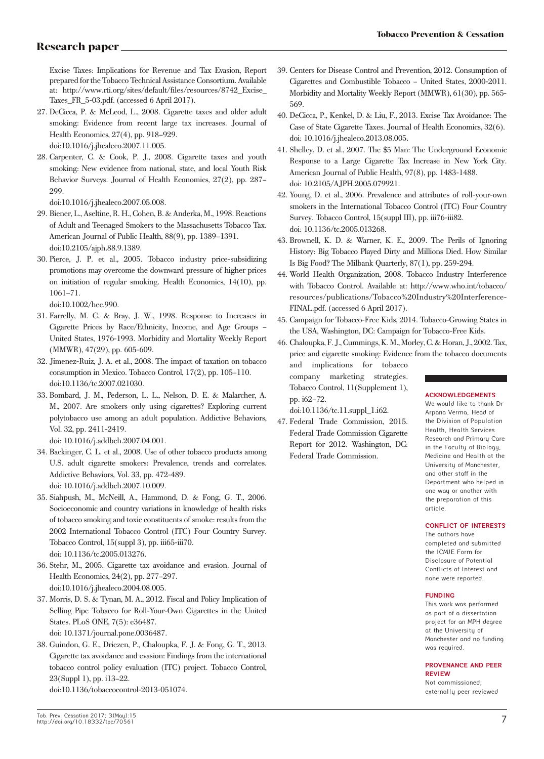Excise Taxes: Implications for Revenue and Tax Evasion, Report prepared for the Tobacco Technical Assistance Consortium. Available at: http://www.rti.org/sites/default/files/resources/8742_Excise_Taxes_FR_5-03.pdf. (accessed 6 April 2017).

27. DeCicca, P. & McLeod, L., 2008. Cigarette taxes and older adult smoking: Evidence from recent large tax increases. Journal of Health Economics, 27(4), pp. 918–929. doi:10.1016/j.jhealeco.2007.11.005.
28. Carpenter, C. & Cook, P. J., 2008. Cigarette taxes and youth smoking: New evidence from national, state, and local Youth Risk Behavior Surveys. Journal of Health Economics, 27(2), pp. 287–299. doi:10.1016/j.jhealeco.2007.05.008.
29. Biener, L., Aseltine, R. H., Cohen, B. & Anderka, M., 1998. Reactions of Adult and Teenaged Smokers to the Massachusetts Tobacco Tax. American Journal of Public Health, 88(9), pp. 1389–1391. doi:10.2105/ajph.88.9.1389.
30. Pierce, J. P. et al., 2005. Tobacco industry price-subsidizing promotions may overcome the downward pressure of higher prices on initiation of regular smoking. Health Economics, 14(10), pp. 1061–71. doi:10.1002/hec.990.
31. Farrelly, M. C. & Bray, J. W., 1998. Response to Increases in Cigarette Prices by Race/Ethnicity, Income, and Age Groups – United States, 1976-1993. Morbidity and Mortality Weekly Report (MMWR), 47(29), pp. 605-609.
32. Jimenez-Ruiz, J. A. et al., 2008. The impact of taxation on tobacco consumption in Mexico. Tobacco Control, 17(2), pp. 105–110. doi:10.1136/tc.2007.021030.
33. Bombard, J. M., Pederson, L. L., Nelson, D. E. & Malarcher, A. M., 2007. Are smokers only using cigarettes? Exploring current polytobacco use among an adult population. Addictive Behaviors, Vol. 32, pp. 2411-2419. doi: 10.1016/j.addbeh.2007.04.001.
34. Backinger, C. L. et al., 2008. Use of other tobacco products among U.S. adult cigarette smokers: Prevalence, trends and correlates. Addictive Behaviors, Vol. 33, pp. 472-489. doi: 10.1016/j.addbeh.2007.10.009.
35. Siahpush, M., McNeill, A., Hammond, D. & Fong, G. T., 2006. Socioeconomic and country variations in knowledge of health risks of tobacco smoking and toxic constituents of smoke: results from the 2002 International Tobacco Control (ITC) Four Country Survey. Tobacco Control, 15(suppl 3), pp. iii65-iii70. doi: 10.1136/tc.2005.013276.
36. Stehr, M., 2005. Cigarette tax avoidance and evasion. Journal of Health Economics, 24(2), pp. 277–297. doi:10.1016/j.jhealeco.2004.08.005.
37. Morris, D. S. & Tynan, M. A., 2012. Fiscal and Policy Implication of Selling Pipe Tobacco for Roll-Your-Own Cigarettes in the United States. PLoS ONE, 7(5): e36487. doi: 10.1371/journal.pone.0036487.
38. Guindon, G. E., Driezen, P., Chaloupka, F. J. & Fong, G. T., 2013. Cigarette tax avoidance and evasion: Findings from the international tobacco control policy evaluation (ITC) project. Tobacco Control, 23(Suppl 1), pp. i13–22. doi:10.1136/tobaccocontrol-2013-051074.
39. Centers for Disease Control and Prevention, 2012. Consumption of Cigarettes and Combustible Tobacco – United States, 2000-2011. Morbidity and Mortality Weekly Report (MMWR), 61(30), pp. 565-569.
40. DeCicca, P., Kenkel, D. & Liu, F., 2013. Excise Tax Avoidance: The Case of State Cigarette Taxes. Journal of Health Economics, 32(6). doi: 10.1016/j.jhealeco.2013.08.005.
41. Shelley, D. et al., 2007. The $5 Man: The Underground Economic Response to a Large Cigarette Tax Increase in New York City. American Journal of Public Health, 97(8), pp. 1483-1488. doi: 10.2105/AJPH.2005.079921.
42. Young, D. et al., 2006. Prevalence and attributes of roll-your-own smokers in the International Tobacco Control (ITC) Four Country Survey. Tobacco Control, 15(suppl III), pp. iii76-iii82. doi: 10.1136/tc.2005.013268.
43. Brownell, K. D. & Warner, K. E., 2009. The Perils of Ignoring History: Big Tobacco Played Dirty and Millions Died. How Similar Is Big Food? The Milbank Quarterly, 87(1), pp. 259-294.
44. World Health Organization, 2008. Tobacco Industry Interference with Tobacco Control. Available at: http://www.who.int/tobacco/resources/publications/Tobacco%20Industry%20Interference-FINAL.pdf. (accessed 6 April 2017).
45. Campaign for Tobacco-Free Kids, 2014. Tobacco-Growing States in the USA, Washington, DC: Campaign for Tobacco-Free Kids.
46. Chaloupka, F. J., Cummings, K. M., Morley, C. & Horan, J., 2002. Tax, price and cigarette smoking: Evidence from the tobacco documents and implications for tobacco company marketing strategies. Tobacco Control, 11(Supplement 1), pp. i62–72. doi:10.1136/tc.11.suppl_1.i62.
47. Federal Trade Commission, 2015. Federal Trade Commission Cigarette Report for 2012. Washington, DC: Federal Trade Commission.

**ACKNOWLEDGEMENTS**

We would like to thank Dr Arpana Verma, Head of the Division of Population Health, Health Services Research and Primary Care in the Faculty of Biology, Medicine and Health at the University of Manchester, and other staff in the Department who helped in one way or another with the preparation of this article.

**CONFLICT OF INTERESTS**

The authors have completed and submitted the ICMJE Form for Disclosure of Potential Conflicts of Interest and none were reported.

**FUNDING**

This work was performed as part of a dissertation project for an MPH degree at the University of Manchester and no funding was required.

**PROVENANCE AND PEER REVIEW**

Not commissioned; externally peer reviewed